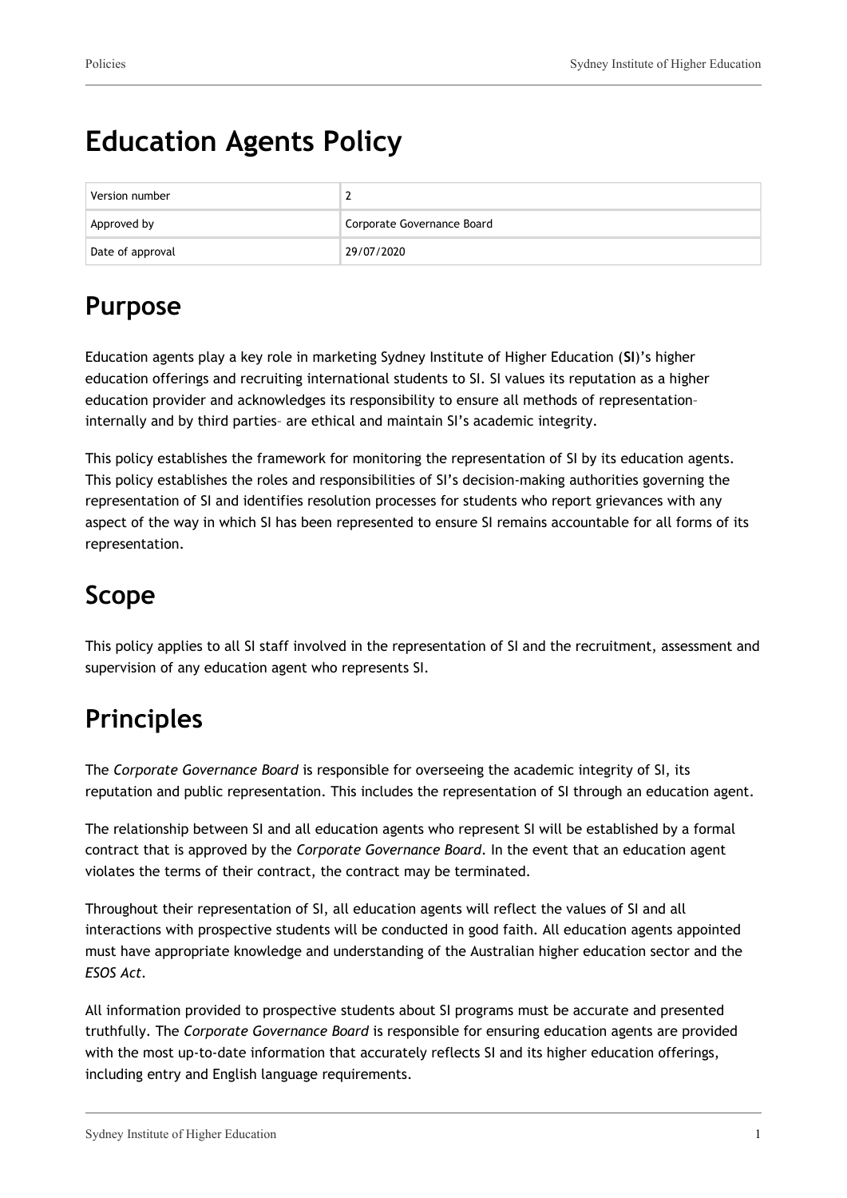# Education Agents Policy

| Version number | 2 |
|---|---|
| Approved by | Corporate Governance Board |
| Date of approval | 29/07/2020 |

## Purpose

Education agents play a key role in marketing Sydney Institute of Higher Education (**SI**)'s higher education offerings and recruiting international students to SI. SI values its reputation as a higher education provider and acknowledges its responsibility to ensure all methods of representation– internally and by third parties– are ethical and maintain SI's academic integrity.

This policy establishes the framework for monitoring the representation of SI by its education agents. This policy establishes the roles and responsibilities of SI's decision-making authorities governing the representation of SI and identifies resolution processes for students who report grievances with any aspect of the way in which SI has been represented to ensure SI remains accountable for all forms of its representation.

## Scope

This policy applies to all SI staff involved in the representation of SI and the recruitment, assessment and supervision of any education agent who represents SI.

## Principles

The *Corporate Governance Board* is responsible for overseeing the academic integrity of SI, its reputation and public representation. This includes the representation of SI through an education agent.

The relationship between SI and all education agents who represent SI will be established by a formal contract that is approved by the *Corporate Governance Board*. In the event that an education agent violates the terms of their contract, the contract may be terminated.

Throughout their representation of SI, all education agents will reflect the values of SI and all interactions with prospective students will be conducted in good faith. All education agents appointed must have appropriate knowledge and understanding of the Australian higher education sector and the *ESOS Act*.

All information provided to prospective students about SI programs must be accurate and presented truthfully. The *Corporate Governance Board* is responsible for ensuring education agents are provided with the most up-to-date information that accurately reflects SI and its higher education offerings, including entry and English language requirements.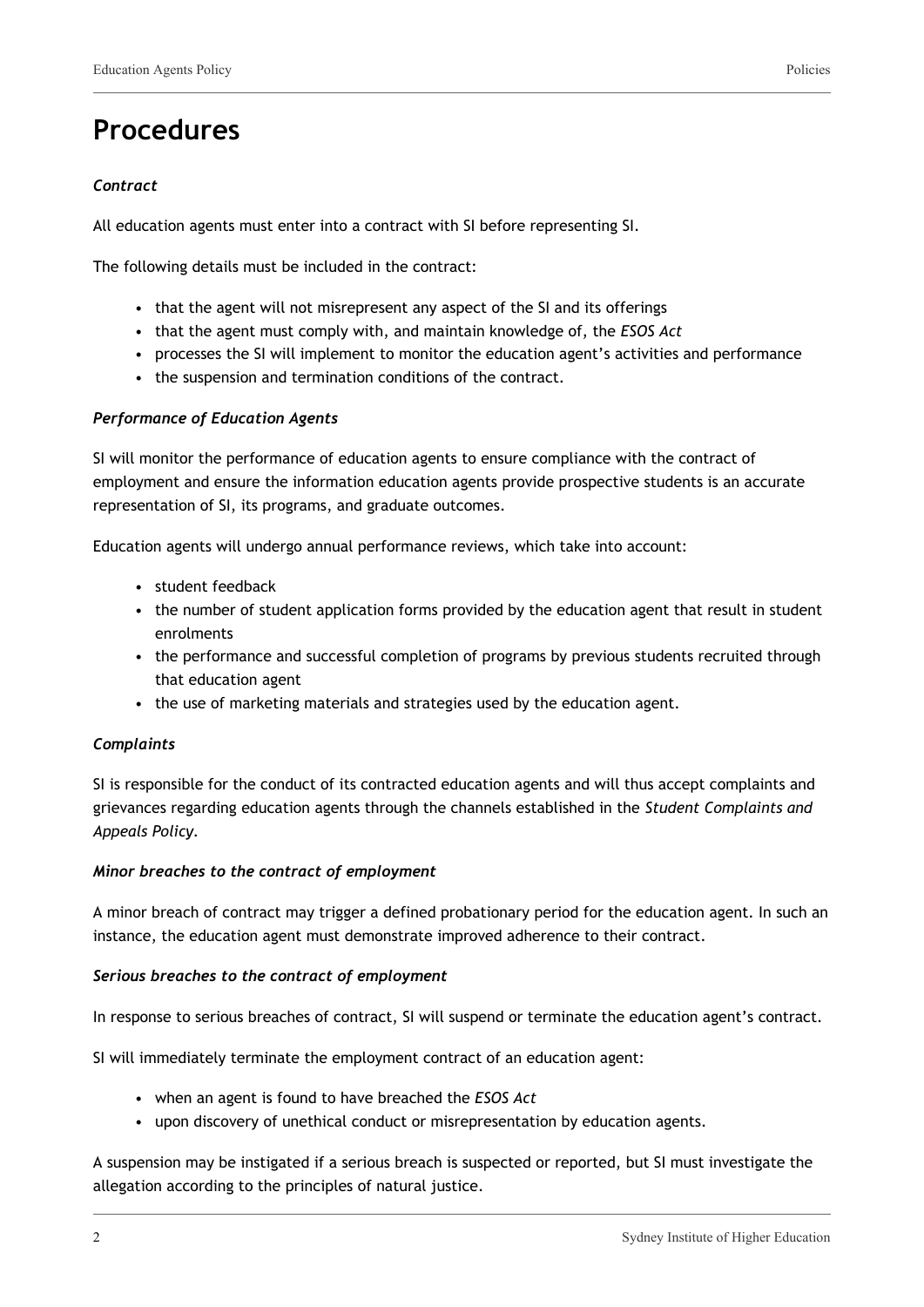# Procedures

***Contract***

All education agents must enter into a contract with SI before representing SI.

The following details must be included in the contract:

- that the agent will not misrepresent any aspect of the SI and its offerings
- that the agent must comply with, and maintain knowledge of, the *ESOS Act*
- processes the SI will implement to monitor the education agent's activities and performance
- the suspension and termination conditions of the contract.

***Performance of Education Agents***

SI will monitor the performance of education agents to ensure compliance with the contract of employment and ensure the information education agents provide prospective students is an accurate representation of SI, its programs, and graduate outcomes.

Education agents will undergo annual performance reviews, which take into account:

- student feedback
- the number of student application forms provided by the education agent that result in student enrolments
- the performance and successful completion of programs by previous students recruited through that education agent
- the use of marketing materials and strategies used by the education agent.

***Complaints***

SI is responsible for the conduct of its contracted education agents and will thus accept complaints and grievances regarding education agents through the channels established in the *Student Complaints and Appeals Policy*.

***Minor breaches to the contract of employment***

A minor breach of contract may trigger a defined probationary period for the education agent. In such an instance, the education agent must demonstrate improved adherence to their contract.

***Serious breaches to the contract of employment***

In response to serious breaches of contract, SI will suspend or terminate the education agent's contract.

SI will immediately terminate the employment contract of an education agent:

- when an agent is found to have breached the *ESOS Act*
- upon discovery of unethical conduct or misrepresentation by education agents.

A suspension may be instigated if a serious breach is suspected or reported, but SI must investigate the allegation according to the principles of natural justice.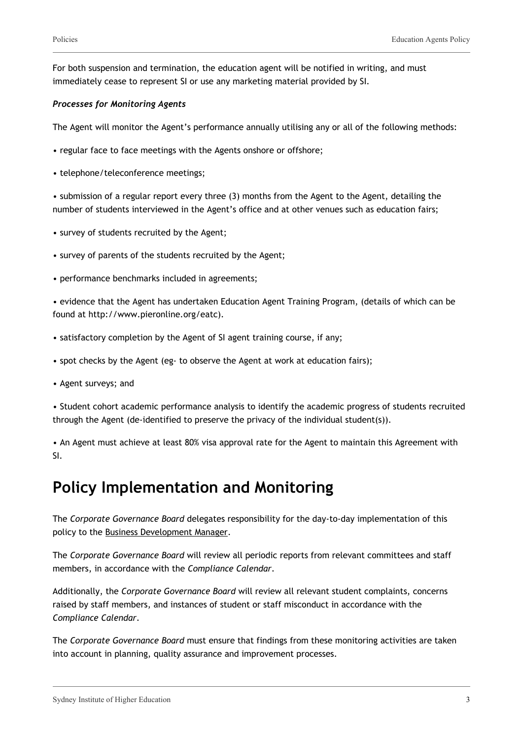For both suspension and termination, the education agent will be notified in writing, and must immediately cease to represent SI or use any marketing material provided by SI.

***Processes for Monitoring Agents***

The Agent will monitor the Agent's performance annually utilising any or all of the following methods:

• regular face to face meetings with the Agents onshore or offshore;

• telephone/teleconference meetings;

• submission of a regular report every three (3) months from the Agent to the Agent, detailing the number of students interviewed in the Agent's office and at other venues such as education fairs;

• survey of students recruited by the Agent;

• survey of parents of the students recruited by the Agent;

• performance benchmarks included in agreements;

• evidence that the Agent has undertaken Education Agent Training Program, (details of which can be found at http://www.pieronline.org/eatc).

• satisfactory completion by the Agent of SI agent training course, if any;

• spot checks by the Agent (eg- to observe the Agent at work at education fairs);

• Agent surveys; and

• Student cohort academic performance analysis to identify the academic progress of students recruited through the Agent (de-identified to preserve the privacy of the individual student(s)).

• An Agent must achieve at least 80% visa approval rate for the Agent to maintain this Agreement with SI.

# Policy Implementation and Monitoring

The *Corporate Governance Board* delegates responsibility for the day-to-day implementation of this policy to the Business Development Manager.

The *Corporate Governance Board* will review all periodic reports from relevant committees and staff members, in accordance with the *Compliance Calendar*.

Additionally, the *Corporate Governance Board* will review all relevant student complaints, concerns raised by staff members, and instances of student or staff misconduct in accordance with the *Compliance Calendar*.

The *Corporate Governance Board* must ensure that findings from these monitoring activities are taken into account in planning, quality assurance and improvement processes.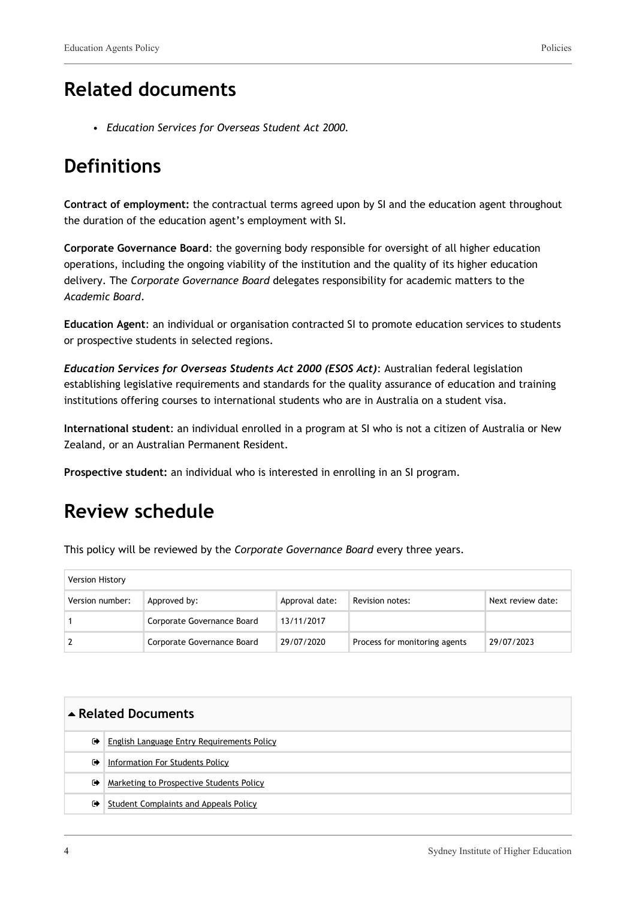## Related documents

- *Education Services for Overseas Student Act 2000.*

## Definitions

**Contract of employment:** the contractual terms agreed upon by SI and the education agent throughout the duration of the education agent's employment with SI.

**Corporate Governance Board**: the governing body responsible for oversight of all higher education operations, including the ongoing viability of the institution and the quality of its higher education delivery. The *Corporate Governance Board* delegates responsibility for academic matters to the *Academic Board*.

**Education Agent**: an individual or organisation contracted SI to promote education services to students or prospective students in selected regions.

***Education Services for Overseas Students Act 2000 (ESOS Act)***: Australian federal legislation establishing legislative requirements and standards for the quality assurance of education and training institutions offering courses to international students who are in Australia on a student visa.

**International student**: an individual enrolled in a program at SI who is not a citizen of Australia or New Zealand, or an Australian Permanent Resident.

**Prospective student:** an individual who is interested in enrolling in an SI program.

## Review schedule

This policy will be reviewed by the *Corporate Governance Board* every three years.

| Version History | | | | |
|---|---|---|---|---|
| Version number: | Approved by: | Approval date: | Revision notes: | Next review date: |
| 1 | Corporate Governance Board | 13/11/2017 | | |
| 2 | Corporate Governance Board | 29/07/2020 | Process for monitoring agents | 29/07/2023 |

| ▲ Related Documents | |
|---|---|
| ➡ | English Language Entry Requirements Policy |
| ➡ | Information For Students Policy |
| ➡ | Marketing to Prospective Students Policy |
| ➡ | Student Complaints and Appeals Policy |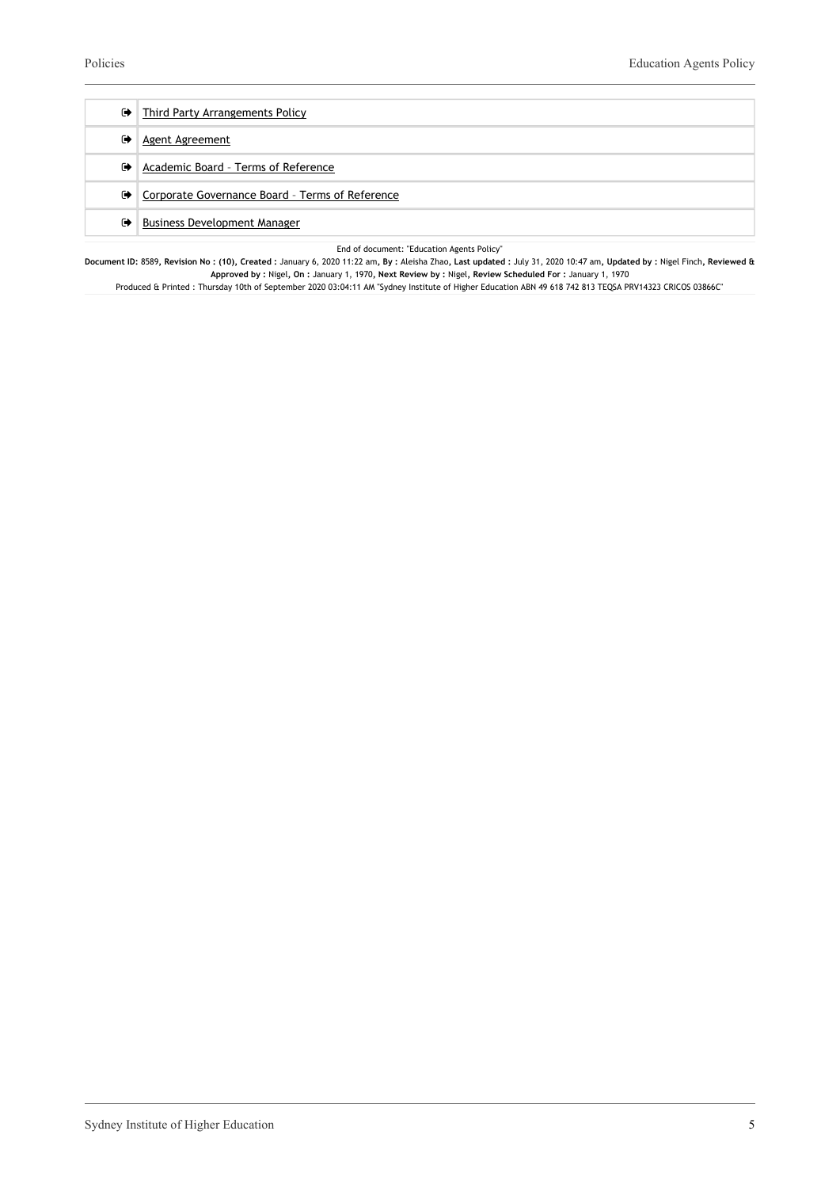| | |
|---|---|
| ➡ | Third Party Arrangements Policy |
| ➡ | Agent Agreement |
| ➡ | Academic Board – Terms of Reference |
| ➡ | Corporate Governance Board – Terms of Reference |
| ➡ | Business Development Manager |

End of document: "Education Agents Policy"

**Document ID:** 8589, **Revision No : (10), Created :** January 6, 2020 11:22 am, **By :** Aleisha Zhao, **Last updated :** July 31, 2020 10:47 am, **Updated by :** Nigel Finch, **Reviewed & Approved by :** Nigel, **On :** January 1, 1970, **Next Review by :** Nigel, **Review Scheduled For :** January 1, 1970

Produced & Printed : Thursday 10th of September 2020 03:04:11 AM "Sydney Institute of Higher Education ABN 49 618 742 813 TEQSA PRV14323 CRICOS 03866C"